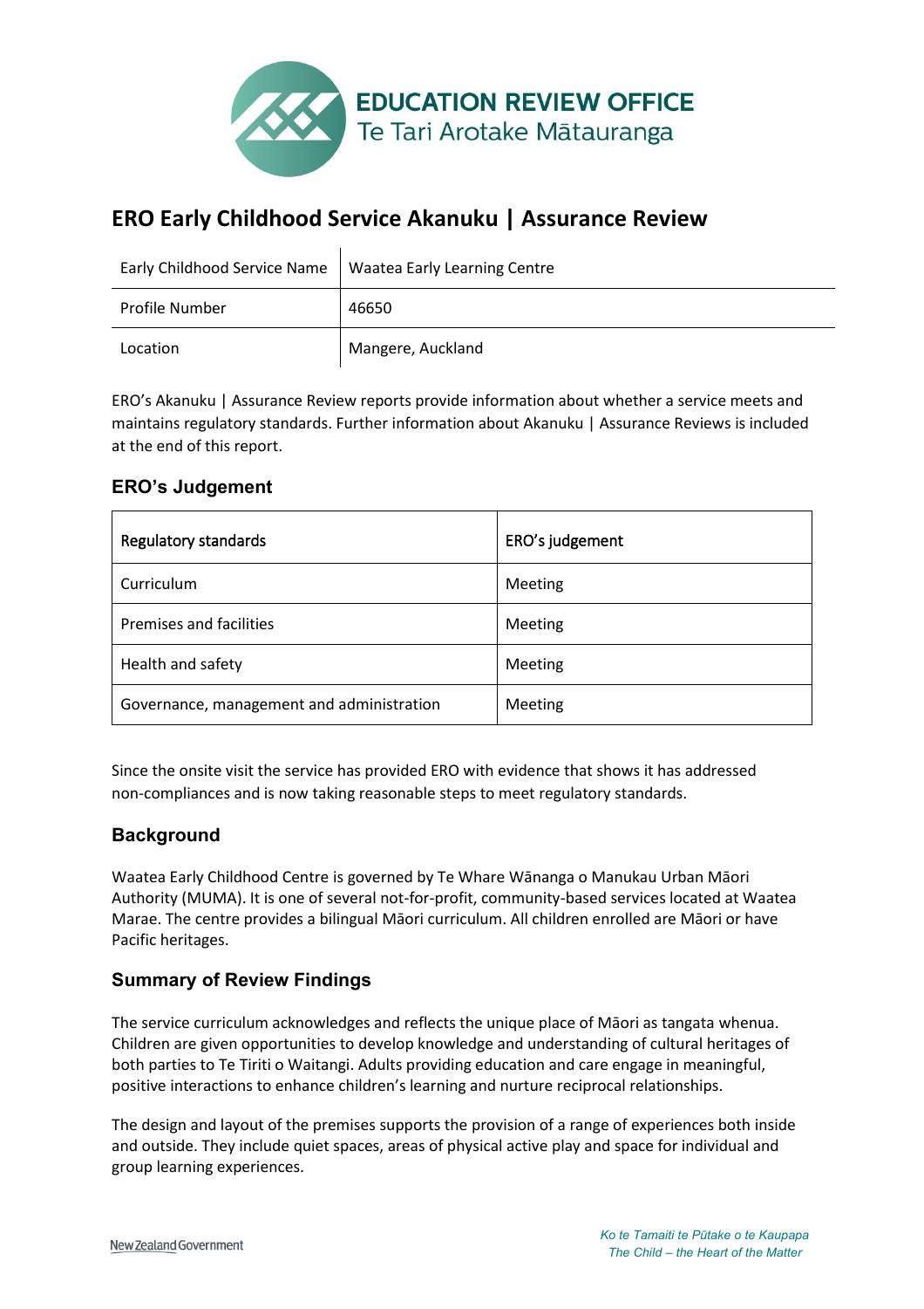EDUCATION REVIEW OFFICE
Te Tari Arotake Mātauranga

# ERO Early Childhood Service Akanuku | Assurance Review

| Early Childhood Service Name | Waatea Early Learning Centre |
|---|---|
| Profile Number | 46650 |
| Location | Mangere, Auckland |

ERO's Akanuku | Assurance Review reports provide information about whether a service meets and maintains regulatory standards. Further information about Akanuku | Assurance Reviews is included at the end of this report.

## ERO's Judgement

| Regulatory standards | ERO's judgement |
|---|---|
| Curriculum | Meeting |
| Premises and facilities | Meeting |
| Health and safety | Meeting |
| Governance, management and administration | Meeting |

Since the onsite visit the service has provided ERO with evidence that shows it has addressed non-compliances and is now taking reasonable steps to meet regulatory standards.

## Background

Waatea Early Childhood Centre is governed by Te Whare Wānanga o Manukau Urban Māori Authority (MUMA). It is one of several not-for-profit, community-based services located at Waatea Marae. The centre provides a bilingual Māori curriculum. All children enrolled are Māori or have Pacific heritages.

## Summary of Review Findings

The service curriculum acknowledges and reflects the unique place of Māori as tangata whenua. Children are given opportunities to develop knowledge and understanding of cultural heritages of both parties to Te Tiriti o Waitangi. Adults providing education and care engage in meaningful, positive interactions to enhance children's learning and nurture reciprocal relationships.

The design and layout of the premises supports the provision of a range of experiences both inside and outside. They include quiet spaces, areas of physical active play and space for individual and group learning experiences.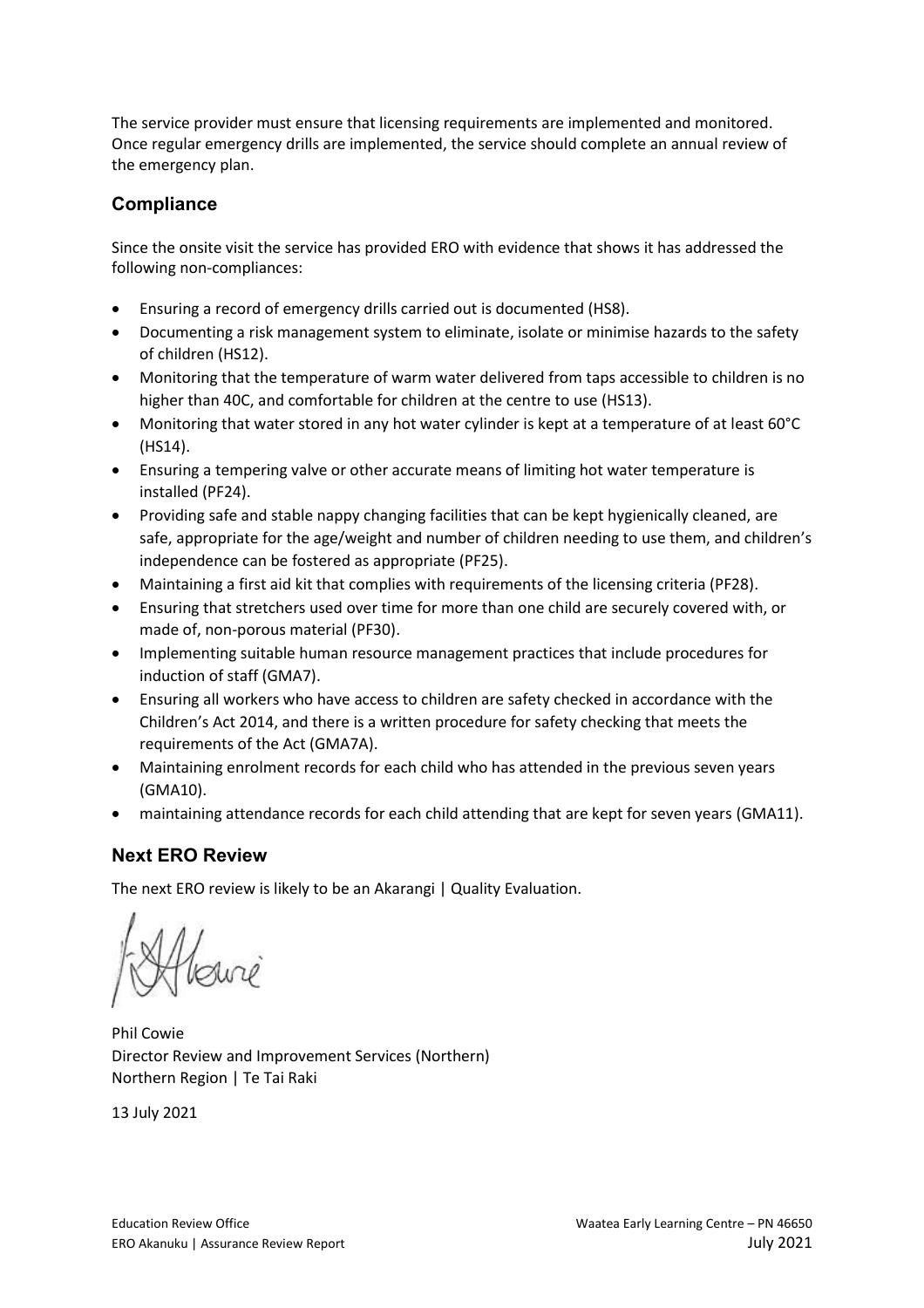The service provider must ensure that licensing requirements are implemented and monitored. Once regular emergency drills are implemented, the service should complete an annual review of the emergency plan.

## Compliance

Since the onsite visit the service has provided ERO with evidence that shows it has addressed the following non-compliances:

- Ensuring a record of emergency drills carried out is documented (HS8).
- Documenting a risk management system to eliminate, isolate or minimise hazards to the safety of children (HS12).
- Monitoring that the temperature of warm water delivered from taps accessible to children is no higher than 40C, and comfortable for children at the centre to use (HS13).
- Monitoring that water stored in any hot water cylinder is kept at a temperature of at least 60°C (HS14).
- Ensuring a tempering valve or other accurate means of limiting hot water temperature is installed (PF24).
- Providing safe and stable nappy changing facilities that can be kept hygienically cleaned, are safe, appropriate for the age/weight and number of children needing to use them, and children's independence can be fostered as appropriate (PF25).
- Maintaining a first aid kit that complies with requirements of the licensing criteria (PF28).
- Ensuring that stretchers used over time for more than one child are securely covered with, or made of, non-porous material (PF30).
- Implementing suitable human resource management practices that include procedures for induction of staff (GMA7).
- Ensuring all workers who have access to children are safety checked in accordance with the Children's Act 2014, and there is a written procedure for safety checking that meets the requirements of the Act (GMA7A).
- Maintaining enrolment records for each child who has attended in the previous seven years (GMA10).
- maintaining attendance records for each child attending that are kept for seven years (GMA11).

## Next ERO Review

The next ERO review is likely to be an Akarangi | Quality Evaluation.

Phil Cowie
Director Review and Improvement Services (Northern)
Northern Region | Te Tai Raki

13 July 2021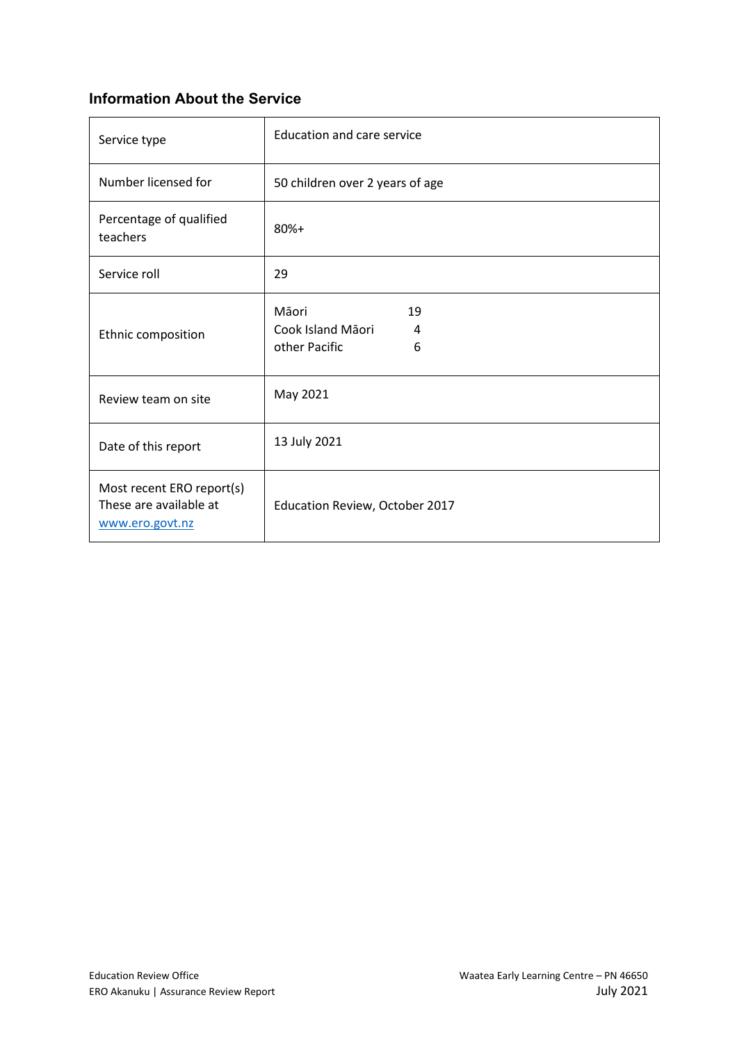### Information About the Service

| | |
|---|---|
| Service type | Education and care service |
| Number licensed for | 50 children over 2 years of age |
| Percentage of qualified teachers | 80%+ |
| Service roll | 29 |
| Ethnic composition | Māori 19<br>Cook Island Māori 4<br>other Pacific 6 |
| Review team on site | May 2021 |
| Date of this report | 13 July 2021 |
| Most recent ERO report(s)<br>These are available at www.ero.govt.nz | Education Review, October 2017 |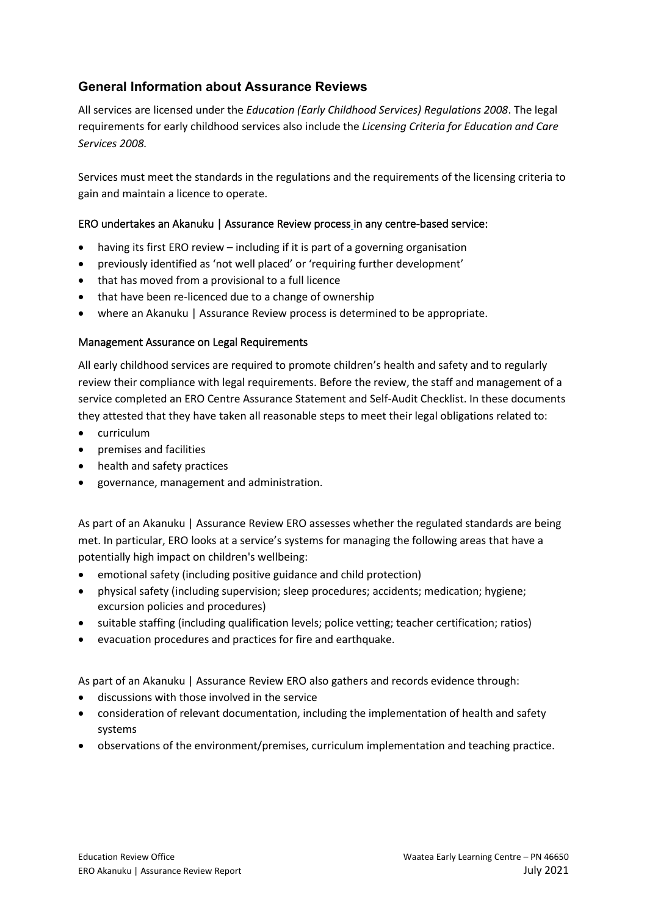## General Information about Assurance Reviews

All services are licensed under the *Education (Early Childhood Services) Regulations 2008*. The legal requirements for early childhood services also include the *Licensing Criteria for Education and Care Services 2008.*

Services must meet the standards in the regulations and the requirements of the licensing criteria to gain and maintain a licence to operate.

### ERO undertakes an Akanuku | Assurance Review process in any centre-based service:

- having its first ERO review – including if it is part of a governing organisation
- previously identified as 'not well placed' or 'requiring further development'
- that has moved from a provisional to a full licence
- that have been re-licenced due to a change of ownership
- where an Akanuku | Assurance Review process is determined to be appropriate.

### Management Assurance on Legal Requirements

All early childhood services are required to promote children's health and safety and to regularly review their compliance with legal requirements. Before the review, the staff and management of a service completed an ERO Centre Assurance Statement and Self-Audit Checklist. In these documents they attested that they have taken all reasonable steps to meet their legal obligations related to:

- curriculum
- premises and facilities
- health and safety practices
- governance, management and administration.

As part of an Akanuku | Assurance Review ERO assesses whether the regulated standards are being met. In particular, ERO looks at a service's systems for managing the following areas that have a potentially high impact on children's wellbeing:

- emotional safety (including positive guidance and child protection)
- physical safety (including supervision; sleep procedures; accidents; medication; hygiene; excursion policies and procedures)
- suitable staffing (including qualification levels; police vetting; teacher certification; ratios)
- evacuation procedures and practices for fire and earthquake.

As part of an Akanuku | Assurance Review ERO also gathers and records evidence through:

- discussions with those involved in the service
- consideration of relevant documentation, including the implementation of health and safety systems
- observations of the environment/premises, curriculum implementation and teaching practice.